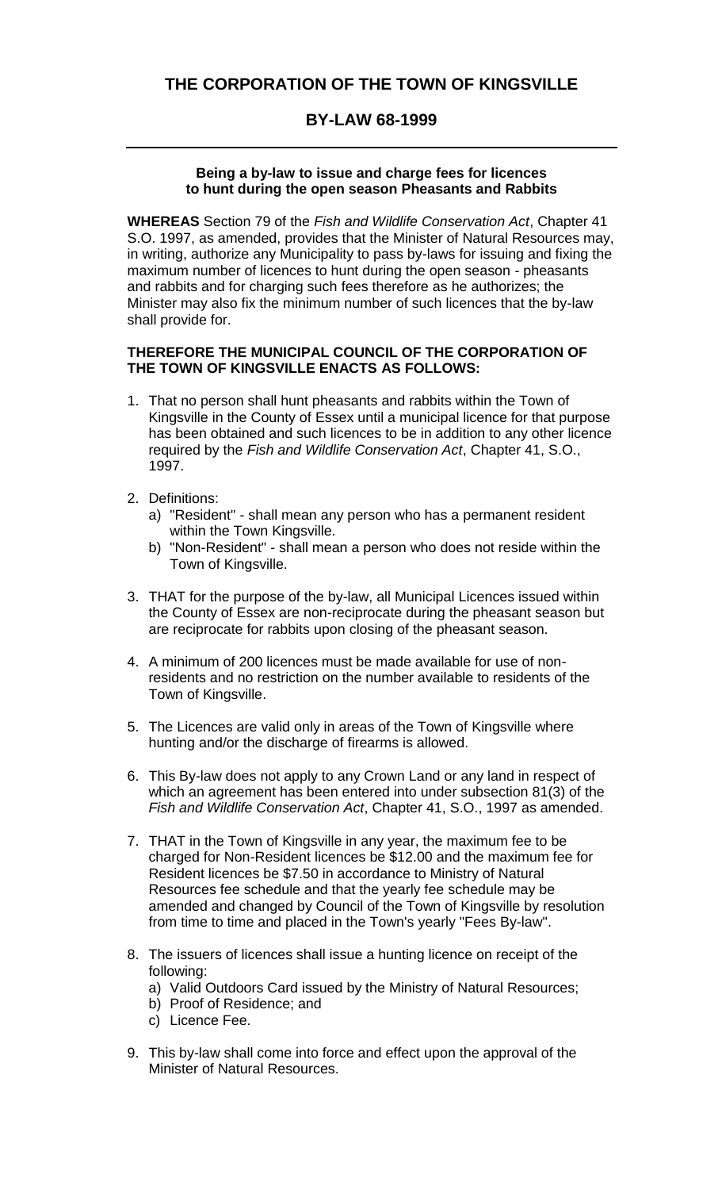# THE CORPORATION OF THE TOWN OF KINGSVILLE

## BY-LAW 68-1999

---

**Being a by-law to issue and charge fees for licences to hunt during the open season Pheasants and Rabbits**

**WHEREAS** Section 79 of the *Fish and Wildlife Conservation Act*, Chapter 41 S.O. 1997, as amended, provides that the Minister of Natural Resources may, in writing, authorize any Municipality to pass by-laws for issuing and fixing the maximum number of licences to hunt during the open season - pheasants and rabbits and for charging such fees therefore as he authorizes; the Minister may also fix the minimum number of such licences that the by-law shall provide for.

**THEREFORE THE MUNICIPAL COUNCIL OF THE CORPORATION OF THE TOWN OF KINGSVILLE ENACTS AS FOLLOWS:**

1. That no person shall hunt pheasants and rabbits within the Town of Kingsville in the County of Essex until a municipal licence for that purpose has been obtained and such licences to be in addition to any other licence required by the *Fish and Wildlife Conservation Act*, Chapter 41, S.O., 1997.

2. Definitions:
   a) "Resident" - shall mean any person who has a permanent resident within the Town Kingsville.
   b) "Non-Resident" - shall mean a person who does not reside within the Town of Kingsville.

3. THAT for the purpose of the by-law, all Municipal Licences issued within the County of Essex are non-reciprocate during the pheasant season but are reciprocate for rabbits upon closing of the pheasant season.

4. A minimum of 200 licences must be made available for use of non-residents and no restriction on the number available to residents of the Town of Kingsville.

5. The Licences are valid only in areas of the Town of Kingsville where hunting and/or the discharge of firearms is allowed.

6. This By-law does not apply to any Crown Land or any land in respect of which an agreement has been entered into under subsection 81(3) of the *Fish and Wildlife Conservation Act*, Chapter 41, S.O., 1997 as amended.

7. THAT in the Town of Kingsville in any year, the maximum fee to be charged for Non-Resident licences be $12.00 and the maximum fee for Resident licences be $7.50 in accordance to Ministry of Natural Resources fee schedule and that the yearly fee schedule may be amended and changed by Council of the Town of Kingsville by resolution from time to time and placed in the Town's yearly "Fees By-law".

8. The issuers of licences shall issue a hunting licence on receipt of the following:
   a) Valid Outdoors Card issued by the Ministry of Natural Resources;
   b) Proof of Residence; and
   c) Licence Fee.

9. This by-law shall come into force and effect upon the approval of the Minister of Natural Resources.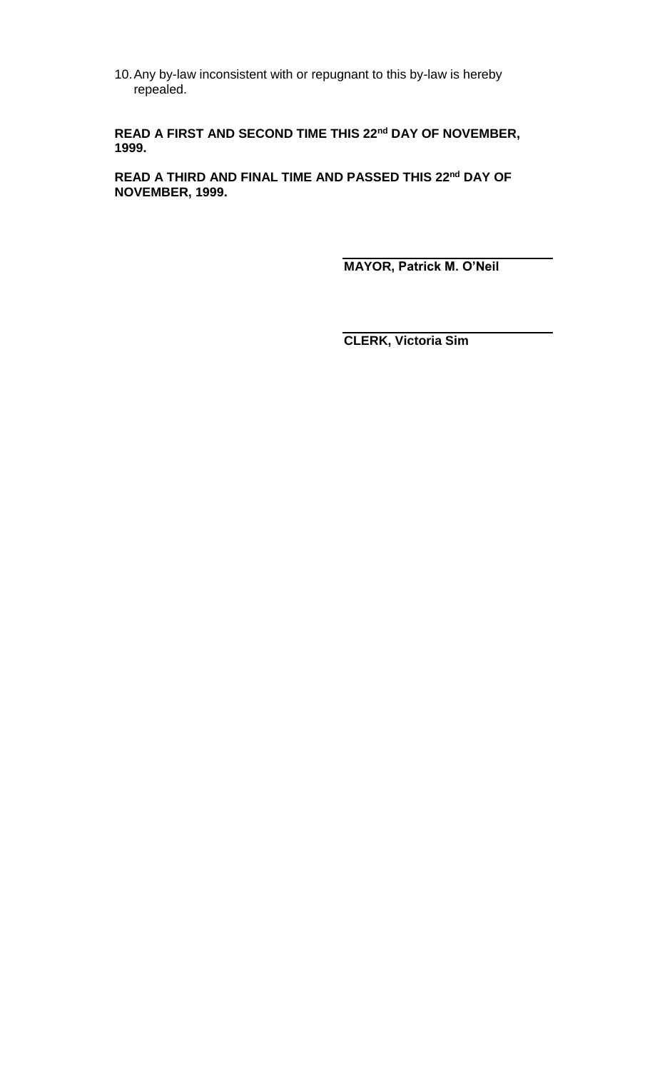10. Any by-law inconsistent with or repugnant to this by-law is hereby repealed.

**READ A FIRST AND SECOND TIME THIS 22nd DAY OF NOVEMBER, 1999.**

**READ A THIRD AND FINAL TIME AND PASSED THIS 22nd DAY OF NOVEMBER, 1999.**

**MAYOR, Patrick M. O'Neil**

**CLERK, Victoria Sim**